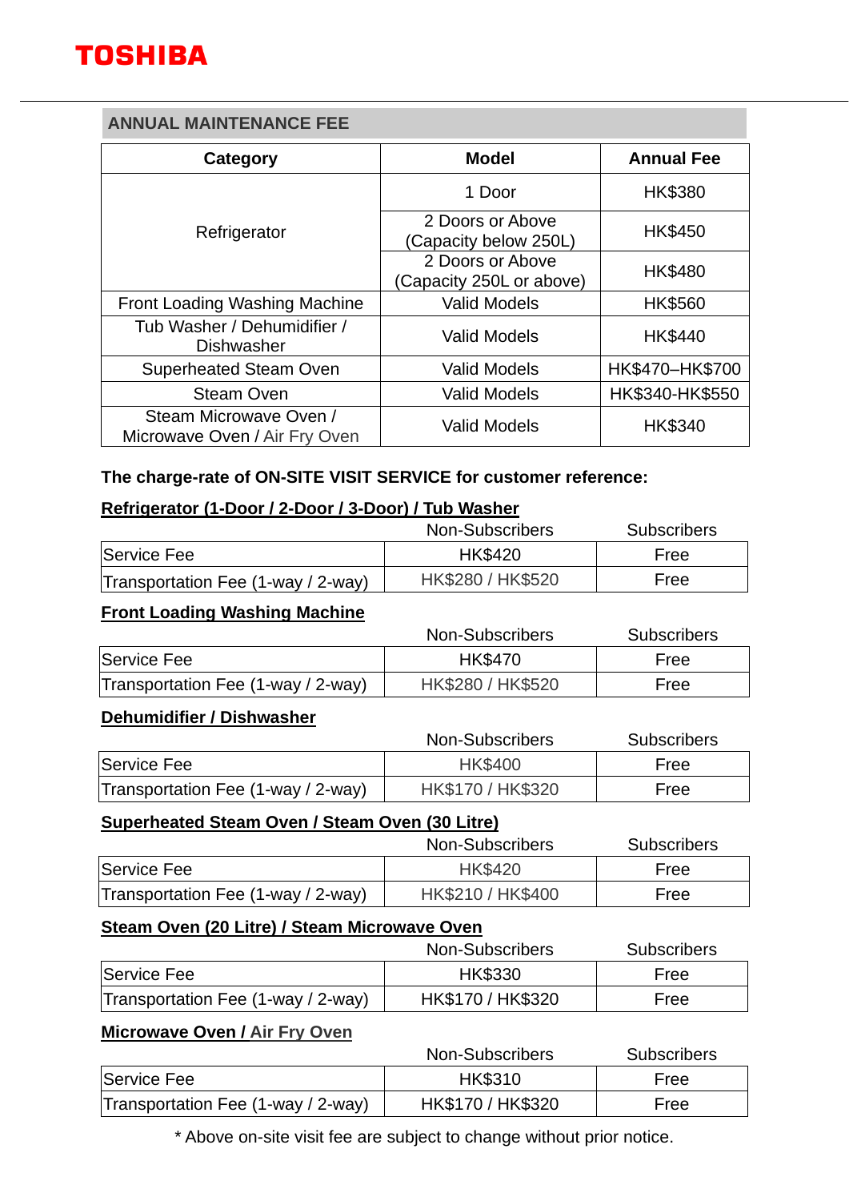# TOSHIBA

## ANNUAL MAINTENANCE FEE

| Category | Model | Annual Fee |
|---|---|---|
| Refrigerator | 1 Door | HK$380 |
| | 2 Doors or Above (Capacity below 250L) | HK$450 |
| | 2 Doors or Above (Capacity 250L or above) | HK$480 |
| Front Loading Washing Machine | Valid Models | HK$560 |
| Tub Washer / Dehumidifier / Dishwasher | Valid Models | HK$440 |
| Superheated Steam Oven | Valid Models | HK$470–HK$700 |
| Steam Oven | Valid Models | HK$340-HK$550 |
| Steam Microwave Oven / Microwave Oven / Air Fry Oven | Valid Models | HK$340 |

**The charge-rate of ON-SITE VISIT SERVICE for customer reference:**

**Refrigerator (1-Door / 2-Door / 3-Door) / Tub Washer**

| | Non-Subscribers | Subscribers |
|---|---|---|
| Service Fee | HK$420 | Free |
| Transportation Fee (1-way / 2-way) | HK$280 / HK$520 | Free |

**Front Loading Washing Machine**

| | Non-Subscribers | Subscribers |
|---|---|---|
| Service Fee | HK$470 | Free |
| Transportation Fee (1-way / 2-way) | HK$280 / HK$520 | Free |

**Dehumidifier / Dishwasher**

| | Non-Subscribers | Subscribers |
|---|---|---|
| Service Fee | HK$400 | Free |
| Transportation Fee (1-way / 2-way) | HK$170 / HK$320 | Free |

**Superheated Steam Oven / Steam Oven (30 Litre)**

| | Non-Subscribers | Subscribers |
|---|---|---|
| Service Fee | HK$420 | Free |
| Transportation Fee (1-way / 2-way) | HK$210 / HK$400 | Free |

**Steam Oven (20 Litre) / Steam Microwave Oven**

| | Non-Subscribers | Subscribers |
|---|---|---|
| Service Fee | HK$330 | Free |
| Transportation Fee (1-way / 2-way) | HK$170 / HK$320 | Free |

**Microwave Oven / Air Fry Oven**

| | Non-Subscribers | Subscribers |
|---|---|---|
| Service Fee | HK$310 | Free |
| Transportation Fee (1-way / 2-way) | HK$170 / HK$320 | Free |

* Above on-site visit fee are subject to change without prior notice.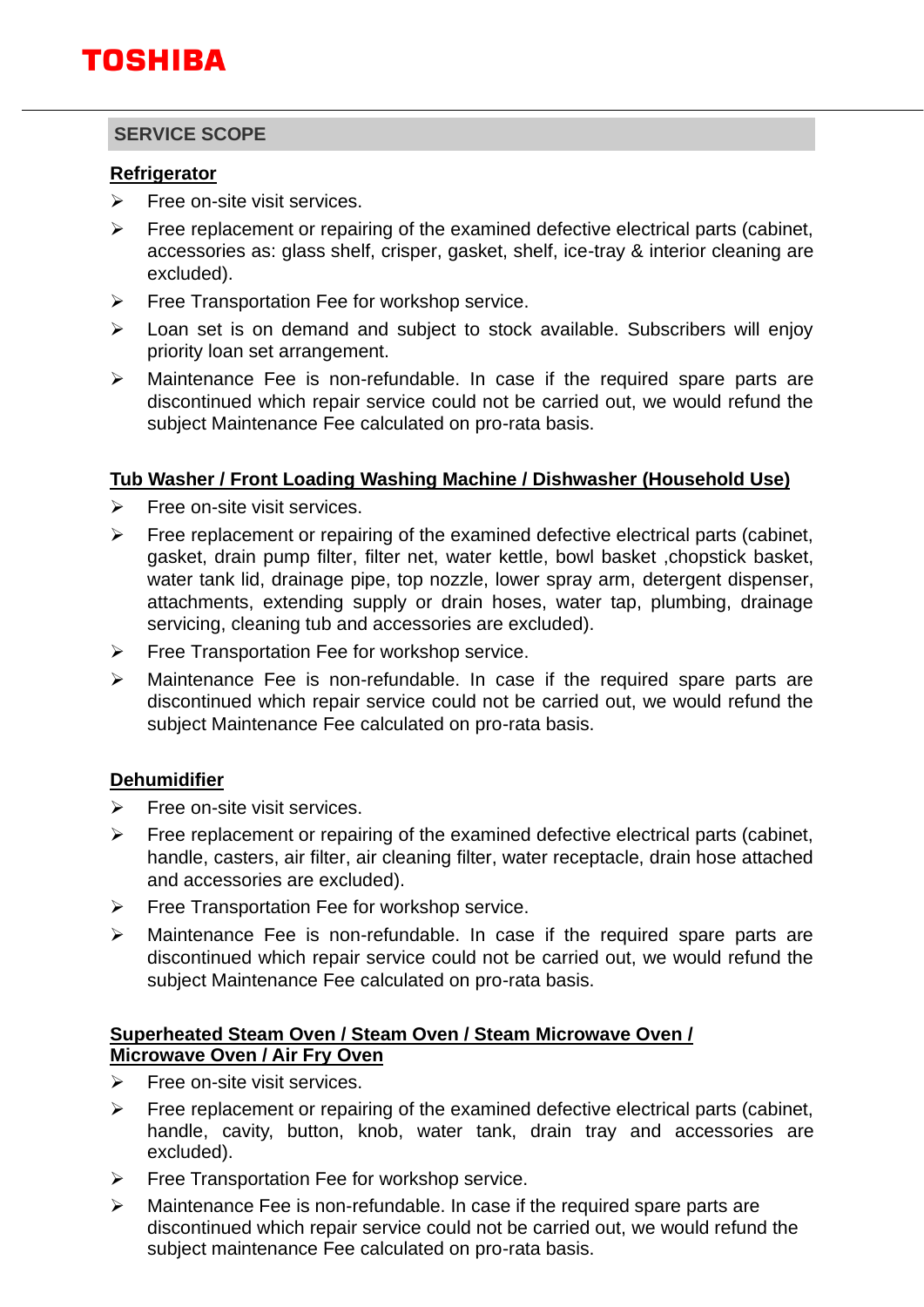## SERVICE SCOPE

**Refrigerator**

- Free on-site visit services.
- Free replacement or repairing of the examined defective electrical parts (cabinet, accessories as: glass shelf, crisper, gasket, shelf, ice-tray & interior cleaning are excluded).
- Free Transportation Fee for workshop service.
- Loan set is on demand and subject to stock available. Subscribers will enjoy priority loan set arrangement.
- Maintenance Fee is non-refundable. In case if the required spare parts are discontinued which repair service could not be carried out, we would refund the subject Maintenance Fee calculated on pro-rata basis.

**Tub Washer / Front Loading Washing Machine / Dishwasher (Household Use)**

- Free on-site visit services.
- Free replacement or repairing of the examined defective electrical parts (cabinet, gasket, drain pump filter, filter net, water kettle, bowl basket ,chopstick basket, water tank lid, drainage pipe, top nozzle, lower spray arm, detergent dispenser, attachments, extending supply or drain hoses, water tap, plumbing, drainage servicing, cleaning tub and accessories are excluded).
- Free Transportation Fee for workshop service.
- Maintenance Fee is non-refundable. In case if the required spare parts are discontinued which repair service could not be carried out, we would refund the subject Maintenance Fee calculated on pro-rata basis.

**Dehumidifier**

- Free on-site visit services.
- Free replacement or repairing of the examined defective electrical parts (cabinet, handle, casters, air filter, air cleaning filter, water receptacle, drain hose attached and accessories are excluded).
- Free Transportation Fee for workshop service.
- Maintenance Fee is non-refundable. In case if the required spare parts are discontinued which repair service could not be carried out, we would refund the subject Maintenance Fee calculated on pro-rata basis.

**Superheated Steam Oven / Steam Oven / Steam Microwave Oven / Microwave Oven / Air Fry Oven**

- Free on-site visit services.
- Free replacement or repairing of the examined defective electrical parts (cabinet, handle, cavity, button, knob, water tank, drain tray and accessories are excluded).
- Free Transportation Fee for workshop service.
- Maintenance Fee is non-refundable. In case if the required spare parts are discontinued which repair service could not be carried out, we would refund the subject maintenance Fee calculated on pro-rata basis.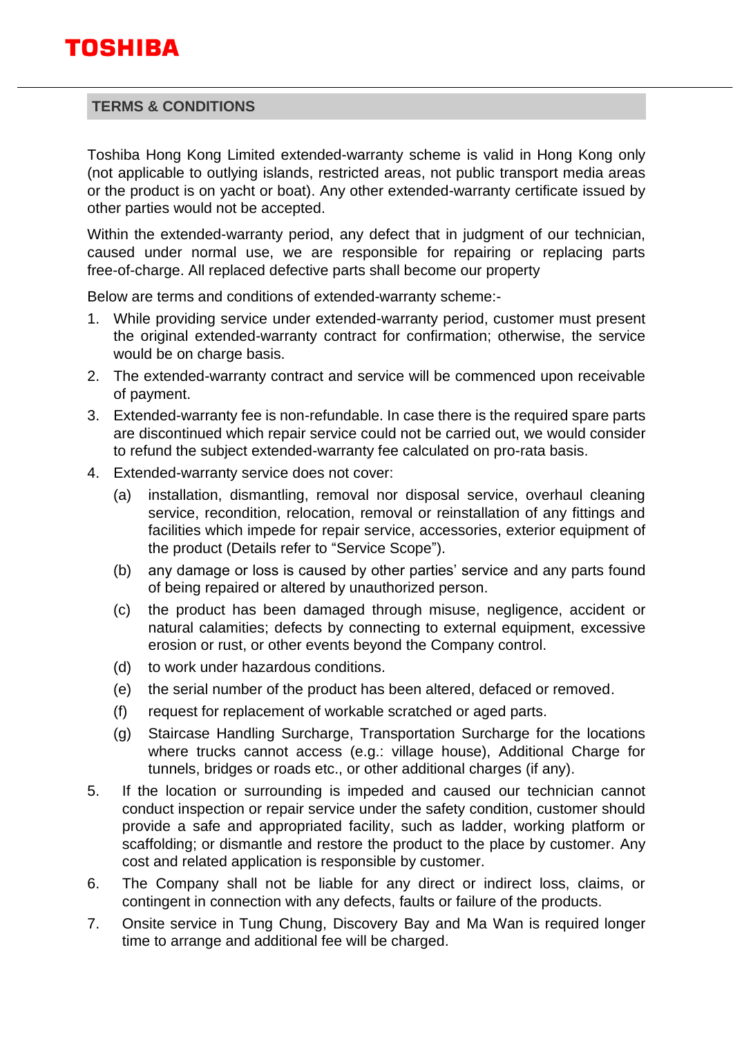## TERMS & CONDITIONS

Toshiba Hong Kong Limited extended-warranty scheme is valid in Hong Kong only (not applicable to outlying islands, restricted areas, not public transport media areas or the product is on yacht or boat). Any other extended-warranty certificate issued by other parties would not be accepted.

Within the extended-warranty period, any defect that in judgment of our technician, caused under normal use, we are responsible for repairing or replacing parts free-of-charge. All replaced defective parts shall become our property

Below are terms and conditions of extended-warranty scheme:-

1. While providing service under extended-warranty period, customer must present the original extended-warranty contract for confirmation; otherwise, the service would be on charge basis.
2. The extended-warranty contract and service will be commenced upon receivable of payment.
3. Extended-warranty fee is non-refundable. In case there is the required spare parts are discontinued which repair service could not be carried out, we would consider to refund the subject extended-warranty fee calculated on pro-rata basis.
4. Extended-warranty service does not cover:
   (a) installation, dismantling, removal nor disposal service, overhaul cleaning service, recondition, relocation, removal or reinstallation of any fittings and facilities which impede for repair service, accessories, exterior equipment of the product (Details refer to "Service Scope").
   (b) any damage or loss is caused by other parties' service and any parts found of being repaired or altered by unauthorized person.
   (c) the product has been damaged through misuse, negligence, accident or natural calamities; defects by connecting to external equipment, excessive erosion or rust, or other events beyond the Company control.
   (d) to work under hazardous conditions.
   (e) the serial number of the product has been altered, defaced or removed.
   (f) request for replacement of workable scratched or aged parts.
   (g) Staircase Handling Surcharge, Transportation Surcharge for the locations where trucks cannot access (e.g.: village house), Additional Charge for tunnels, bridges or roads etc., or other additional charges (if any).
5. If the location or surrounding is impeded and caused our technician cannot conduct inspection or repair service under the safety condition, customer should provide a safe and appropriated facility, such as ladder, working platform or scaffolding; or dismantle and restore the product to the place by customer. Any cost and related application is responsible by customer.
6. The Company shall not be liable for any direct or indirect loss, claims, or contingent in connection with any defects, faults or failure of the products.
7. Onsite service in Tung Chung, Discovery Bay and Ma Wan is required longer time to arrange and additional fee will be charged.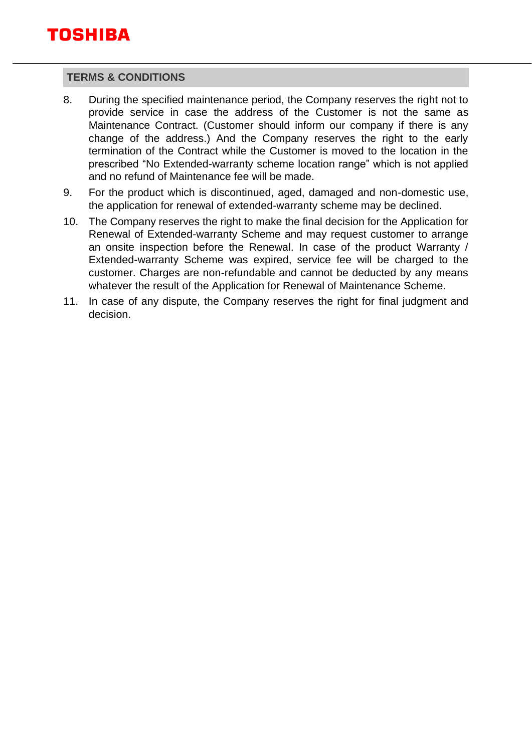## TERMS & CONDITIONS

8. During the specified maintenance period, the Company reserves the right not to provide service in case the address of the Customer is not the same as Maintenance Contract. (Customer should inform our company if there is any change of the address.) And the Company reserves the right to the early termination of the Contract while the Customer is moved to the location in the prescribed "No Extended-warranty scheme location range" which is not applied and no refund of Maintenance fee will be made.
9. For the product which is discontinued, aged, damaged and non-domestic use, the application for renewal of extended-warranty scheme may be declined.
10. The Company reserves the right to make the final decision for the Application for Renewal of Extended-warranty Scheme and may request customer to arrange an onsite inspection before the Renewal. In case of the product Warranty / Extended-warranty Scheme was expired, service fee will be charged to the customer. Charges are non-refundable and cannot be deducted by any means whatever the result of the Application for Renewal of Maintenance Scheme.
11. In case of any dispute, the Company reserves the right for final judgment and decision.